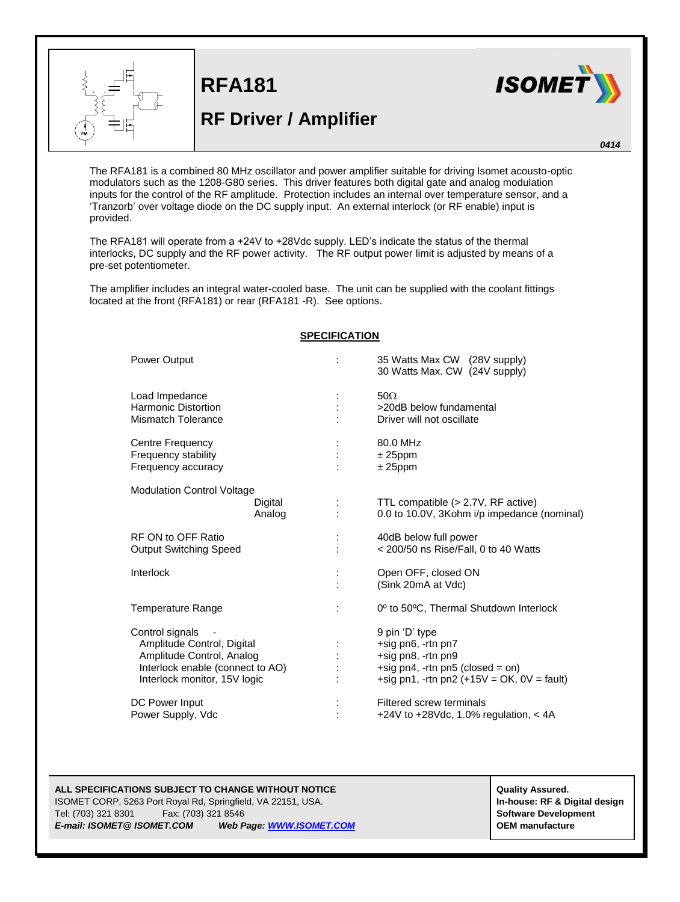# RFA181

## RF Driver / Amplifier

*0414*

The RFA181 is a combined 80 MHz oscillator and power amplifier suitable for driving Isomet acousto-optic modulators such as the 1208-G80 series. This driver features both digital gate and analog modulation inputs for the control of the RF amplitude. Protection includes an internal over temperature sensor, and a 'Tranzorb' over voltage diode on the DC supply input. An external interlock (or RF enable) input is provided.

The RFA181 will operate from a +24V to +28Vdc supply. LED's indicate the status of the thermal interlocks, DC supply and the RF power activity. The RF output power limit is adjusted by means of a pre-set potentiometer.

The amplifier includes an integral water-cooled base. The unit can be supplied with the coolant fittings located at the front (RFA181) or rear (RFA181 -R). See options.

### SPECIFICATION

| Parameter | | Value |
|---|---|---|
| Power Output | : | 35 Watts Max CW (28V supply)<br>30 Watts Max. CW (24V supply) |
| Load Impedance | : | 50Ω |
| Harmonic Distortion | : | >20dB below fundamental |
| Mismatch Tolerance | : | Driver will not oscillate |
| Centre Frequency | : | 80.0 MHz |
| Frequency stability | : | ± 25ppm |
| Frequency accuracy | : | ± 25ppm |
| Modulation Control Voltage | | |
| Digital | : | TTL compatible (> 2.7V, RF active) |
| Analog | : | 0.0 to 10.0V, 3Kohm i/p impedance (nominal) |
| RF ON to OFF Ratio | : | 40dB below full power |
| Output Switching Speed | : | < 200/50 ns Rise/Fall, 0 to 40 Watts |
| Interlock | : | Open OFF, closed ON<br>(Sink 20mA at Vdc) |
| Temperature Range | : | 0º to 50ºC, Thermal Shutdown Interlock |
| Control signals - | | 9 pin 'D' type |
| Amplitude Control, Digital | : | +sig pn6, -rtn pn7 |
| Amplitude Control, Analog | : | +sig pn8, -rtn pn9 |
| Interlock enable (connect to AO) | : | +sig pn4, -rtn pn5 (closed = on) |
| Interlock monitor, 15V logic | : | +sig pn1, -rtn pn2 (+15V = OK, 0V = fault) |
| DC Power Input | : | Filtered screw terminals |
| Power Supply, Vdc | : | +24V to +28Vdc, 1.0% regulation, < 4A |

**ALL SPECIFICATIONS SUBJECT TO CHANGE WITHOUT NOTICE**
ISOMET CORP, 5263 Port Royal Rd, Springfield, VA 22151, USA.
Tel: (703) 321 8301 Fax: (703) 321 8546
***E-mail: ISOMET@ ISOMET.COM*** ***Web Page: [WWW.ISOMET.COM](http://WWW.ISOMET.COM)***

**Quality Assured.**
**In-house: RF & Digital design**
**Software Development**
**OEM manufacture**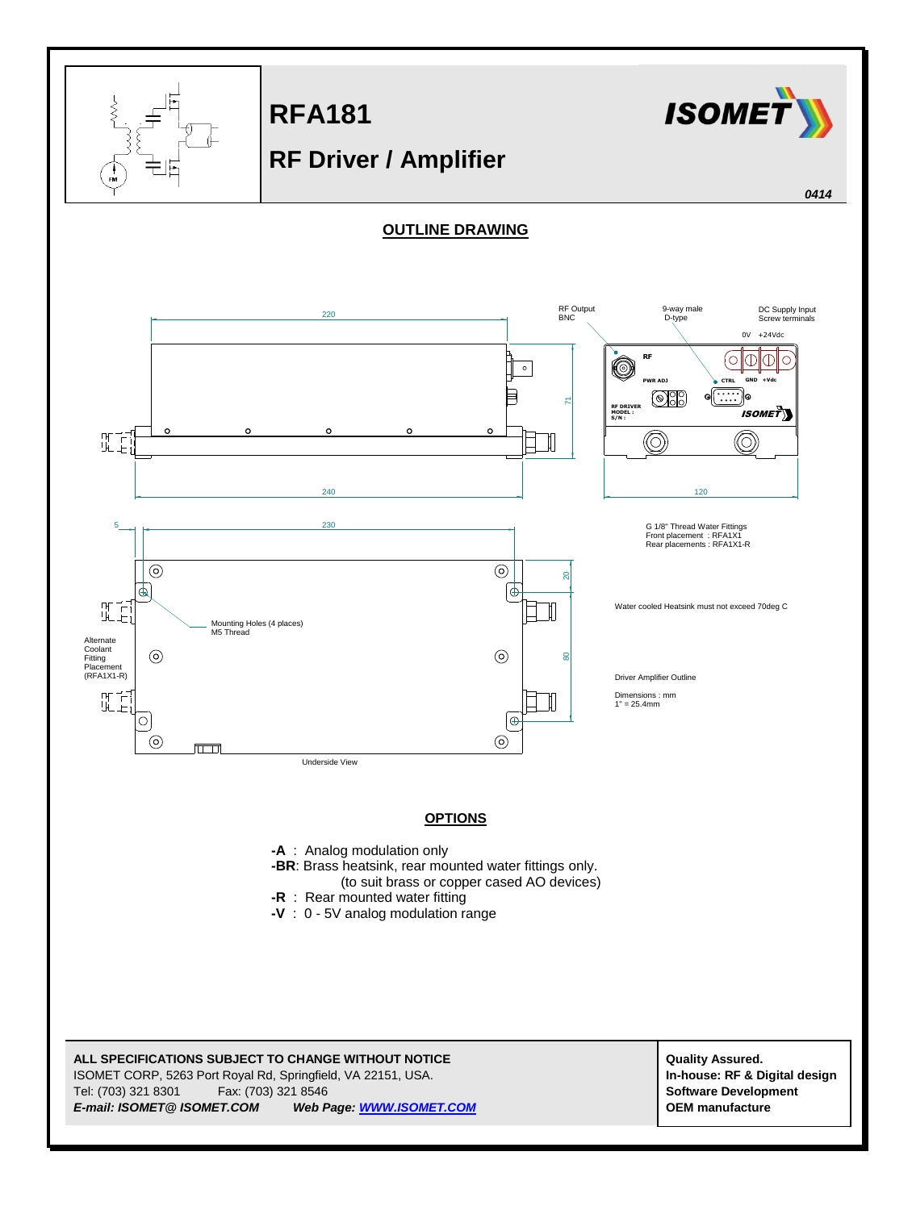# RFA181

## RF Driver / Amplifier

0414

## OUTLINE DRAWING

220

RF Output
BNC

9-way male
D-type

DC Supply Input
Screw terminals

0V +24Vdc

RF

PWR ADJ

CTRL GND +Vdc

RF DRIVER
MODEL :
S/N :

ISOMET

71

240

120

5

230

G 1/8" Thread Water Fittings
Front placement : RFA1X1
Rear placements : RFA1X1-R

20

Water cooled Heatsink must not exceed 70deg C

Mounting Holes (4 places)
M5 Thread

Alternate
Coolant
Fitting
Placement
(RFA1X1-R)

80

Driver Amplifier Outline

Dimensions : mm
1" = 25.4mm

Underside View

## OPTIONS

- **-A** : Analog modulation only
- **-BR**: Brass heatsink, rear mounted water fittings only.
  (to suit brass or copper cased AO devices)
- **-R** : Rear mounted water fitting
- **-V** : 0 - 5V analog modulation range

**ALL SPECIFICATIONS SUBJECT TO CHANGE WITHOUT NOTICE**
ISOMET CORP, 5263 Port Royal Rd, Springfield, VA 22151, USA.
Tel: (703) 321 8301 Fax: (703) 321 8546
***E-mail: ISOMET@ ISOMET.COM Web Page: WWW.ISOMET.COM***

**Quality Assured.**
**In-house: RF & Digital design**
**Software Development**
**OEM manufacture**